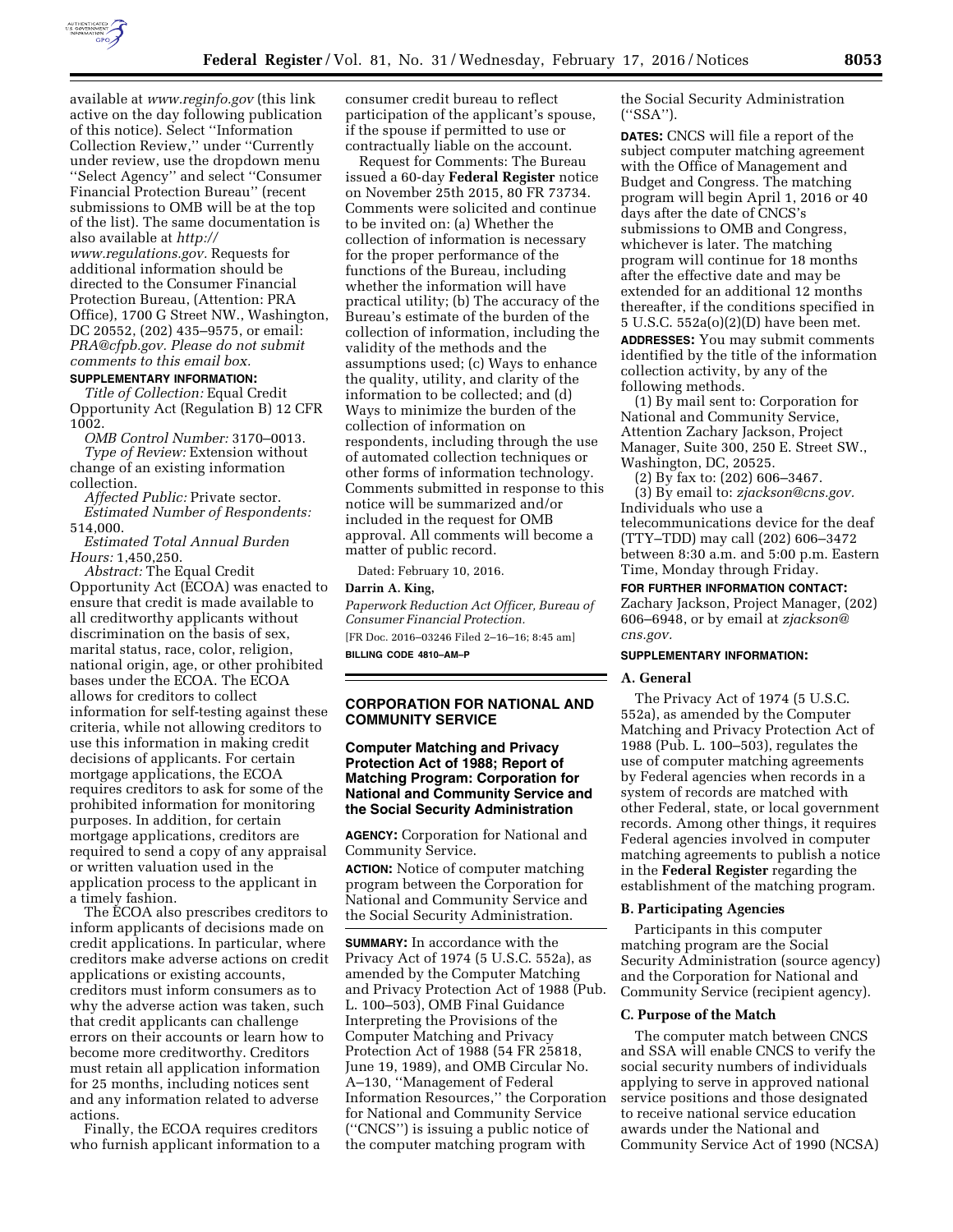available at *www.reginfo.gov* (this link active on the day following publication of this notice). Select "Information Collection Review," under "Currently under review, use the dropdown menu "Select Agency" and select "Consumer Financial Protection Bureau" (recent submissions to OMB will be at the top of the list). The same documentation is also available at *http://www.regulations.gov*. Requests for additional information should be directed to the Consumer Financial Protection Bureau, (Attention: PRA Office), 1700 G Street NW., Washington, DC 20552, (202) 435–9575, or email: *PRA@cfpb.gov. Please do not submit comments to this email box.*

**SUPPLEMENTARY INFORMATION:**

*Title of Collection:* Equal Credit Opportunity Act (Regulation B) 12 CFR 1002.

*OMB Control Number:* 3170–0013.

*Type of Review:* Extension without change of an existing information collection.

*Affected Public:* Private sector.

*Estimated Number of Respondents:* 514,000.

*Estimated Total Annual Burden Hours:* 1,450,250.

*Abstract:* The Equal Credit Opportunity Act (ECOA) was enacted to ensure that credit is made available to all creditworthy applicants without discrimination on the basis of sex, marital status, race, color, religion, national origin, age, or other prohibited bases under the ECOA. The ECOA allows for creditors to collect information for self-testing against these criteria, while not allowing creditors to use this information in making credit decisions of applicants. For certain mortgage applications, the ECOA requires creditors to ask for some of the prohibited information for monitoring purposes. In addition, for certain mortgage applications, creditors are required to send a copy of any appraisal or written valuation used in the application process to the applicant in a timely fashion.

The ECOA also prescribes creditors to inform applicants of decisions made on credit applications. In particular, where creditors make adverse actions on credit applications or existing accounts, creditors must inform consumers as to why the adverse action was taken, such that credit applicants can challenge errors on their accounts or learn how to become more creditworthy. Creditors must retain all application information for 25 months, including notices sent and any information related to adverse actions.

Finally, the ECOA requires creditors who furnish applicant information to a consumer credit bureau to reflect participation of the applicant's spouse, if the spouse if permitted to use or contractually liable on the account.

Request for Comments: The Bureau issued a 60-day **Federal Register** notice on November 25th 2015, 80 FR 73734. Comments were solicited and continue to be invited on: (a) Whether the collection of information is necessary for the proper performance of the functions of the Bureau, including whether the information will have practical utility; (b) The accuracy of the Bureau's estimate of the burden of the collection of information, including the validity of the methods and the assumptions used; (c) Ways to enhance the quality, utility, and clarity of the information to be collected; and (d) Ways to minimize the burden of the collection of information on respondents, including through the use of automated collection techniques or other forms of information technology. Comments submitted in response to this notice will be summarized and/or included in the request for OMB approval. All comments will become a matter of public record.

Dated: February 10, 2016.

**Darrin A. King,**

*Paperwork Reduction Act Officer, Bureau of Consumer Financial Protection.*

[FR Doc. 2016–03246 Filed 2–16–16; 8:45 am]

**BILLING CODE 4810–AM–P**

## CORPORATION FOR NATIONAL AND COMMUNITY SERVICE

### Computer Matching and Privacy Protection Act of 1988; Report of Matching Program: Corporation for National and Community Service and the Social Security Administration

**AGENCY:** Corporation for National and Community Service.

**ACTION:** Notice of computer matching program between the Corporation for National and Community Service and the Social Security Administration.

**SUMMARY:** In accordance with the Privacy Act of 1974 (5 U.S.C. 552a), as amended by the Computer Matching and Privacy Protection Act of 1988 (Pub. L. 100–503), OMB Final Guidance Interpreting the Provisions of the Computer Matching and Privacy Protection Act of 1988 (54 FR 25818, June 19, 1989), and OMB Circular No. A–130, "Management of Federal Information Resources," the Corporation for National and Community Service ("CNCS") is issuing a public notice of the computer matching program with the Social Security Administration ("SSA").

**DATES:** CNCS will file a report of the subject computer matching agreement with the Office of Management and Budget and Congress. The matching program will begin April 1, 2016 or 40 days after the date of CNCS's submissions to OMB and Congress, whichever is later. The matching program will continue for 18 months after the effective date and may be extended for an additional 12 months thereafter, if the conditions specified in 5 U.S.C. 552a(o)(2)(D) have been met.

**ADDRESSES:** You may submit comments identified by the title of the information collection activity, by any of the following methods.

(1) By mail sent to: Corporation for National and Community Service, Attention Zachary Jackson, Project Manager, Suite 300, 250 E. Street SW., Washington, DC, 20525.

(2) By fax to: (202) 606–3467.

(3) By email to: *zjackson@cns.gov.*

Individuals who use a telecommunications device for the deaf (TTY–TDD) may call (202) 606–3472 between 8:30 a.m. and 5:00 p.m. Eastern Time, Monday through Friday.

**FOR FURTHER INFORMATION CONTACT:** Zachary Jackson, Project Manager, (202) 606–6948, or by email at *zjackson@cns.gov.*

**SUPPLEMENTARY INFORMATION:**

#### A. General

The Privacy Act of 1974 (5 U.S.C. 552a), as amended by the Computer Matching and Privacy Protection Act of 1988 (Pub. L. 100–503), regulates the use of computer matching agreements by Federal agencies when records in a system of records are matched with other Federal, state, or local government records. Among other things, it requires Federal agencies involved in computer matching agreements to publish a notice in the **Federal Register** regarding the establishment of the matching program.

#### B. Participating Agencies

Participants in this computer matching program are the Social Security Administration (source agency) and the Corporation for National and Community Service (recipient agency).

#### C. Purpose of the Match

The computer match between CNCS and SSA will enable CNCS to verify the social security numbers of individuals applying to serve in approved national service positions and those designated to receive national service education awards under the National and Community Service Act of 1990 (NCSA)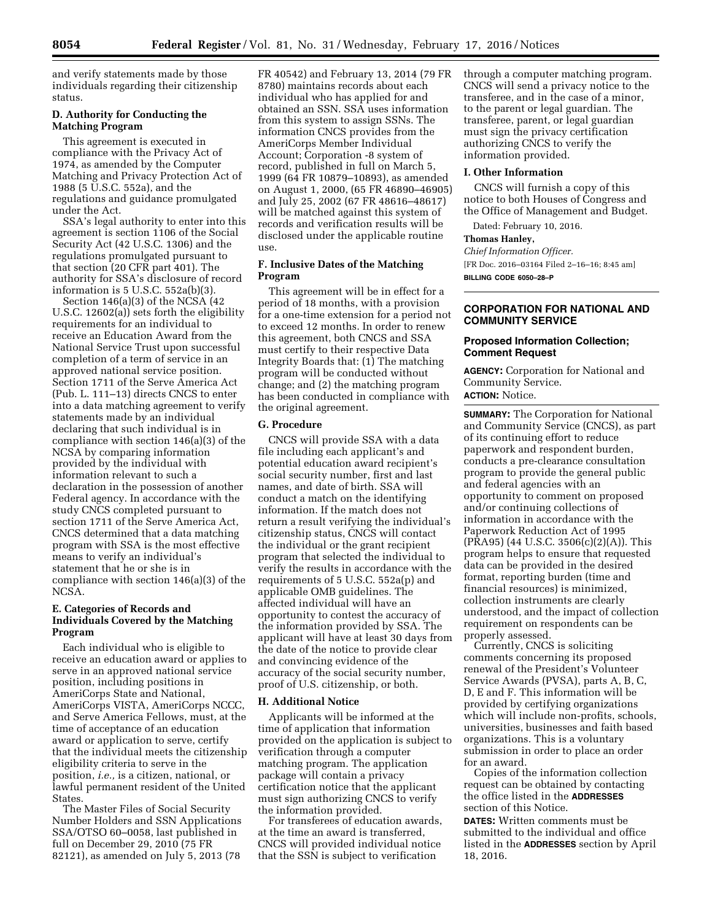and verify statements made by those individuals regarding their citizenship status.

### D. Authority for Conducting the Matching Program

This agreement is executed in compliance with the Privacy Act of 1974, as amended by the Computer Matching and Privacy Protection Act of 1988 (5 U.S.C. 552a), and the regulations and guidance promulgated under the Act.

SSA's legal authority to enter into this agreement is section 1106 of the Social Security Act (42 U.S.C. 1306) and the regulations promulgated pursuant to that section (20 CFR part 401). The authority for SSA's disclosure of record information is 5 U.S.C. 552a(b)(3).

Section 146(a)(3) of the NCSA (42 U.S.C. 12602(a)) sets forth the eligibility requirements for an individual to receive an Education Award from the National Service Trust upon successful completion of a term of service in an approved national service position. Section 1711 of the Serve America Act (Pub. L. 111–13) directs CNCS to enter into a data matching agreement to verify statements made by an individual declaring that such individual is in compliance with section 146(a)(3) of the NCSA by comparing information provided by the individual with information relevant to such a declaration in the possession of another Federal agency. In accordance with the study CNCS completed pursuant to section 1711 of the Serve America Act, CNCS determined that a data matching program with SSA is the most effective means to verify an individual's statement that he or she is in compliance with section 146(a)(3) of the NCSA.

### E. Categories of Records and Individuals Covered by the Matching Program

Each individual who is eligible to receive an education award or applies to serve in an approved national service position, including positions in AmeriCorps State and National, AmeriCorps VISTA, AmeriCorps NCCC, and Serve America Fellows, must, at the time of acceptance of an education award or application to serve, certify that the individual meets the citizenship eligibility criteria to serve in the position, *i.e.,* is a citizen, national, or lawful permanent resident of the United States.

The Master Files of Social Security Number Holders and SSN Applications SSA/OTSO 60–0058, last published in full on December 29, 2010 (75 FR 82121), as amended on July 5, 2013 (78 FR 40542) and February 13, 2014 (79 FR 8780) maintains records about each individual who has applied for and obtained an SSN. SSA uses information from this system to assign SSNs. The information CNCS provides from the AmeriCorps Member Individual Account; Corporation -8 system of record, published in full on March 5, 1999 (64 FR 10879–10893), as amended on August 1, 2000, (65 FR 46890–46905) and July 25, 2002 (67 FR 48616–48617) will be matched against this system of records and verification results will be disclosed under the applicable routine use.

### F. Inclusive Dates of the Matching Program

This agreement will be in effect for a period of 18 months, with a provision for a one-time extension for a period not to exceed 12 months. In order to renew this agreement, both CNCS and SSA must certify to their respective Data Integrity Boards that: (1) The matching program will be conducted without change; and (2) the matching program has been conducted in compliance with the original agreement.

### G. Procedure

CNCS will provide SSA with a data file including each applicant's and potential education award recipient's social security number, first and last names, and date of birth. SSA will conduct a match on the identifying information. If the match does not return a result verifying the individual's citizenship status, CNCS will contact the individual or the grant recipient program that selected the individual to verify the results in accordance with the requirements of 5 U.S.C. 552a(p) and applicable OMB guidelines. The affected individual will have an opportunity to contest the accuracy of the information provided by SSA. The applicant will have at least 30 days from the date of the notice to provide clear and convincing evidence of the accuracy of the social security number, proof of U.S. citizenship, or both.

### H. Additional Notice

Applicants will be informed at the time of application that information provided on the application is subject to verification through a computer matching program. The application package will contain a privacy certification notice that the applicant must sign authorizing CNCS to verify the information provided.

For transferees of education awards, at the time an award is transferred, CNCS will provided individual notice that the SSN is subject to verification through a computer matching program. CNCS will send a privacy notice to the transferee, and in the case of a minor, to the parent or legal guardian. The transferee, parent, or legal guardian must sign the privacy certification authorizing CNCS to verify the information provided.

### I. Other Information

CNCS will furnish a copy of this notice to both Houses of Congress and the Office of Management and Budget.

Dated: February 10, 2016.

**Thomas Hanley,**

*Chief Information Officer.*

[FR Doc. 2016–03164 Filed 2–16–16; 8:45 am]

**BILLING CODE 6050–28–P**

---

## CORPORATION FOR NATIONAL AND COMMUNITY SERVICE

### Proposed Information Collection; Comment Request

**AGENCY:** Corporation for National and Community Service.

**ACTION:** Notice.

**SUMMARY:** The Corporation for National and Community Service (CNCS), as part of its continuing effort to reduce paperwork and respondent burden, conducts a pre-clearance consultation program to provide the general public and federal agencies with an opportunity to comment on proposed and/or continuing collections of information in accordance with the Paperwork Reduction Act of 1995 (PRA95) (44 U.S.C. 3506(c)(2)(A)). This program helps to ensure that requested data can be provided in the desired format, reporting burden (time and financial resources) is minimized, collection instruments are clearly understood, and the impact of collection requirement on respondents can be properly assessed.

Currently, CNCS is soliciting comments concerning its proposed renewal of the President's Volunteer Service Awards (PVSA), parts A, B, C, D, E and F. This information will be provided by certifying organizations which will include non-profits, schools, universities, businesses and faith based organizations. This is a voluntary submission in order to place an order for an award.

Copies of the information collection request can be obtained by contacting the office listed in the **ADDRESSES** section of this Notice.

**DATES:** Written comments must be submitted to the individual and office listed in the **ADDRESSES** section by April 18, 2016.